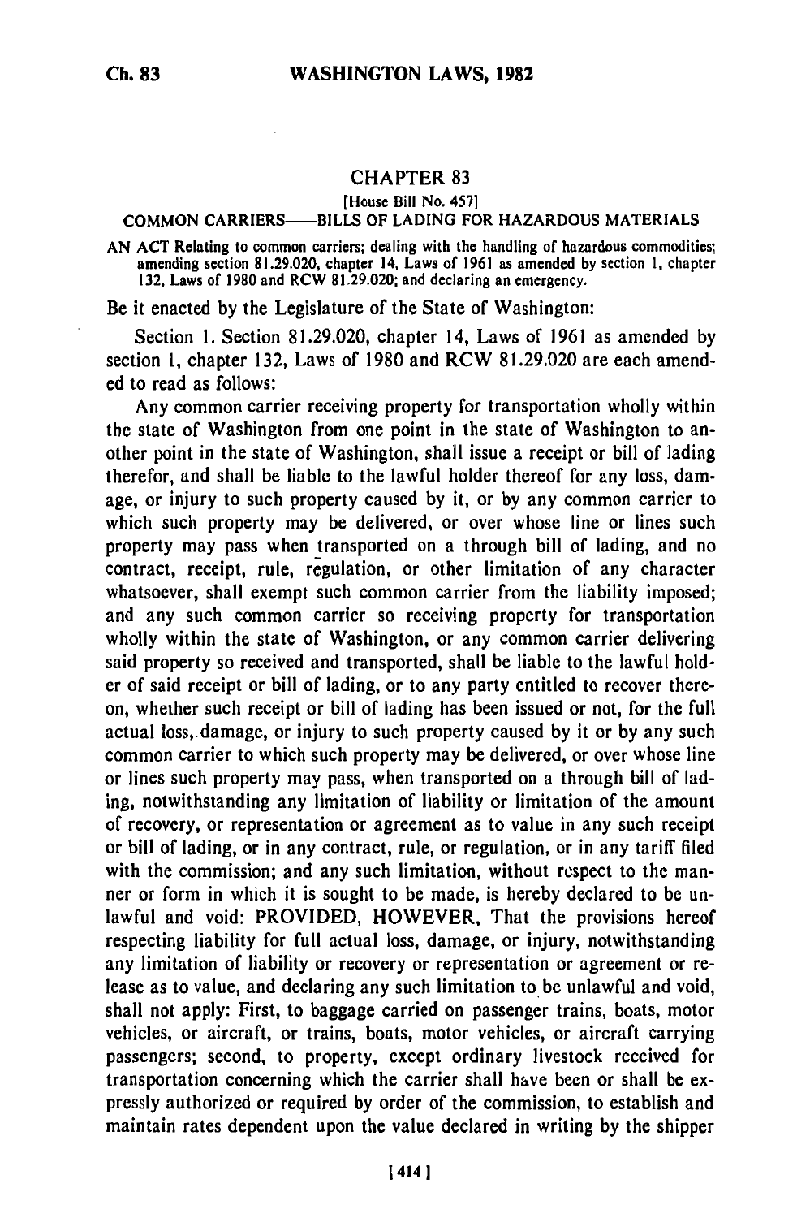# CHAPTER 83

[House Bill No. 457]

## COMMON CARRIERS——BILLS OF LADING FOR HAZARDOUS MATERIALS

AN ACT Relating to common carriers; dealing with the handling of hazardous commodities; amending section 81.29.020, chapter 14, Laws of 1961 as amended by section 1, chapter 132, Laws of 1980 and RCW 81.29.020; and declaring an emergency.

Be it enacted by the Legislature of the State of Washington:

Section 1. Section 81.29.020, chapter 14, Laws of 1961 as amended by section 1, chapter 132, Laws of 1980 and RCW 81.29.020 are each amended to read as follows:

Any common carrier receiving property for transportation wholly within the state of Washington from one point in the state of Washington to another point in the state of Washington, shall issue a receipt or bill of lading therefor, and shall be liable to the lawful holder thereof for any loss, damage, or injury to such property caused by it, or by any common carrier to which such property may be delivered, or over whose line or lines such property may pass when transported on a through bill of lading, and no contract, receipt, rule, regulation, or other limitation of any character whatsoever, shall exempt such common carrier from the liability imposed; and any such common carrier so receiving property for transportation wholly within the state of Washington, or any common carrier delivering said property so received and transported, shall be liable to the lawful holder of said receipt or bill of lading, or to any party entitled to recover thereon, whether such receipt or bill of lading has been issued or not, for the full actual loss, damage, or injury to such property caused by it or by any such common carrier to which such property may be delivered, or over whose line or lines such property may pass, when transported on a through bill of lading, notwithstanding any limitation of liability or limitation of the amount of recovery, or representation or agreement as to value in any such receipt or bill of lading, or in any contract, rule, or regulation, or in any tariff filed with the commission; and any such limitation, without respect to the manner or form in which it is sought to be made, is hereby declared to be unlawful and void: PROVIDED, HOWEVER, That the provisions hereof respecting liability for full actual loss, damage, or injury, notwithstanding any limitation of liability or recovery or representation or agreement or release as to value, and declaring any such limitation to be unlawful and void, shall not apply: First, to baggage carried on passenger trains, boats, motor vehicles, or aircraft, or trains, boats, motor vehicles, or aircraft carrying passengers; second, to property, except ordinary livestock received for transportation concerning which the carrier shall have been or shall be expressly authorized or required by order of the commission, to establish and maintain rates dependent upon the value declared in writing by the shipper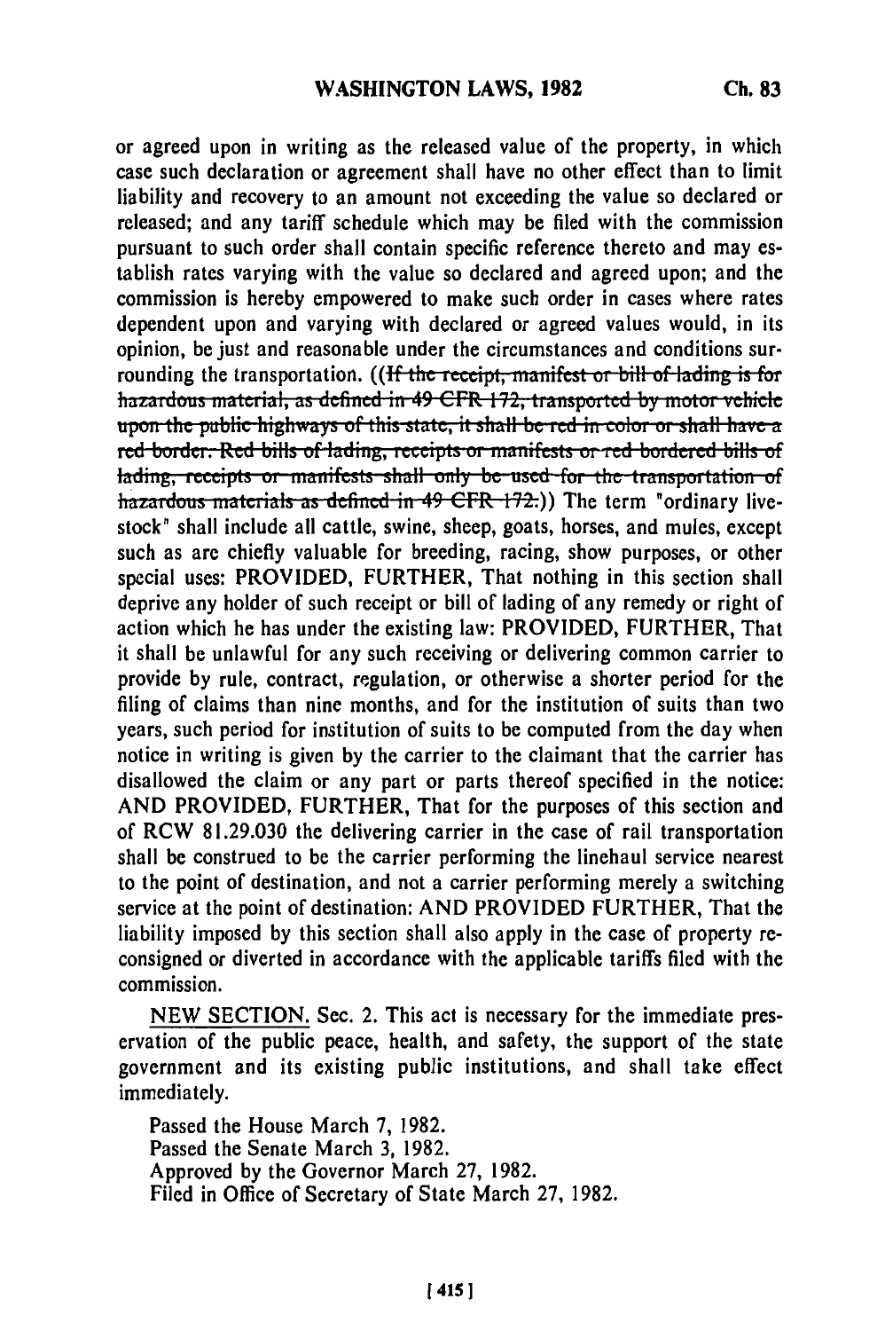or agreed upon in writing as the released value of the property, in which case such declaration or agreement shall have no other effect than to limit liability and recovery to an amount not exceeding the value so declared or released; and any tariff schedule which may be filed with the commission pursuant to such order shall contain specific reference thereto and may establish rates varying with the value so declared and agreed upon; and the commission is hereby empowered to make such order in cases where rates dependent upon and varying with declared or agreed values would, in its opinion, be just and reasonable under the circumstances and conditions surrounding the transportation. ((~~If the receipt, manifest or bill of lading is for hazardous material, as defined in 49 CFR 172, transported by motor vehicle upon the public highways of this state, it shall be red in color or shall have a red border. Red bills of lading, receipts or manifests or red bordered bills of lading, receipts or manifests shall only be used for the transportation of hazardous materials as defined in 49 CFR 172.~~)) The term "ordinary livestock" shall include all cattle, swine, sheep, goats, horses, and mules, except such as are chiefly valuable for breeding, racing, show purposes, or other special uses: PROVIDED, FURTHER, That nothing in this section shall deprive any holder of such receipt or bill of lading of any remedy or right of action which he has under the existing law: PROVIDED, FURTHER, That it shall be unlawful for any such receiving or delivering common carrier to provide by rule, contract, regulation, or otherwise a shorter period for the filing of claims than nine months, and for the institution of suits than two years, such period for institution of suits to be computed from the day when notice in writing is given by the carrier to the claimant that the carrier has disallowed the claim or any part or parts thereof specified in the notice: AND PROVIDED, FURTHER, That for the purposes of this section and of RCW 81.29.030 the delivering carrier in the case of rail transportation shall be construed to be the carrier performing the linehaul service nearest to the point of destination, and not a carrier performing merely a switching service at the point of destination: AND PROVIDED FURTHER, That the liability imposed by this section shall also apply in the case of property reconsigned or diverted in accordance with the applicable tariffs filed with the commission.

NEW SECTION. Sec. 2. This act is necessary for the immediate preservation of the public peace, health, and safety, the support of the state government and its existing public institutions, and shall take effect immediately.

Passed the House March 7, 1982.
Passed the Senate March 3, 1982.
Approved by the Governor March 27, 1982.
Filed in Office of Secretary of State March 27, 1982.